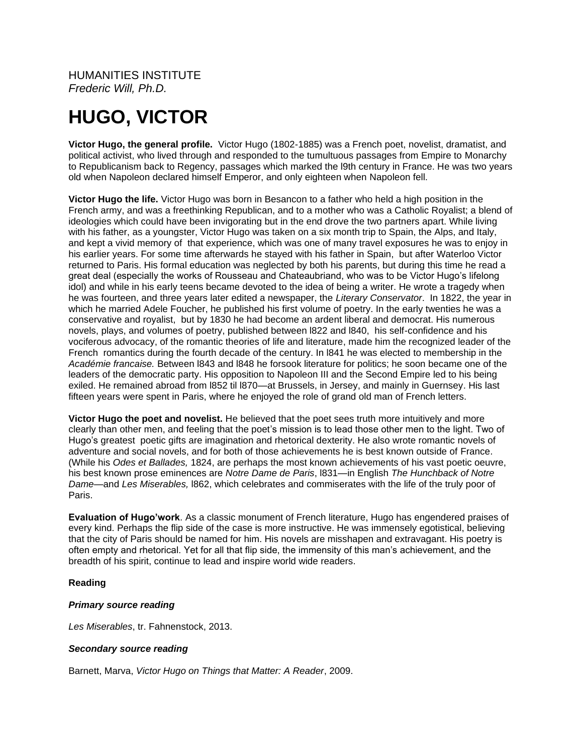HUMANITIES INSTITUTE
*Frederic Will, Ph.D.*

# HUGO, VICTOR

**Victor Hugo, the general profile.** Victor Hugo (1802-1885) was a French poet, novelist, dramatist, and political activist, who lived through and responded to the tumultuous passages from Empire to Monarchy to Republicanism back to Regency, passages which marked the l9th century in France. He was two years old when Napoleon declared himself Emperor, and only eighteen when Napoleon fell.

**Victor Hugo the life.** Victor Hugo was born in Besancon to a father who held a high position in the French army, and was a freethinking Republican, and to a mother who was a Catholic Royalist; a blend of ideologies which could have been invigorating but in the end drove the two partners apart. While living with his father, as a youngster, Victor Hugo was taken on a six month trip to Spain, the Alps, and Italy, and kept a vivid memory of that experience, which was one of many travel exposures he was to enjoy in his earlier years. For some time afterwards he stayed with his father in Spain, but after Waterloo Victor returned to Paris. His formal education was neglected by both his parents, but during this time he read a great deal (especially the works of Rousseau and Chateaubriand, who was to be Victor Hugo's lifelong idol) and while in his early teens became devoted to the idea of being a writer. He wrote a tragedy when he was fourteen, and three years later edited a newspaper, the *Literary Conservator*. In 1822, the year in which he married Adele Foucher, he published his first volume of poetry. In the early twenties he was a conservative and royalist, but by 1830 he had become an ardent liberal and democrat. His numerous novels, plays, and volumes of poetry, published between l822 and l840, his self-confidence and his vociferous advocacy, of the romantic theories of life and literature, made him the recognized leader of the French romantics during the fourth decade of the century. In l841 he was elected to membership in the *Académie francaise.* Between l843 and l848 he forsook literature for politics; he soon became one of the leaders of the democratic party. His opposition to Napoleon III and the Second Empire led to his being exiled. He remained abroad from l852 til l870—at Brussels, in Jersey, and mainly in Guernsey. His last fifteen years were spent in Paris, where he enjoyed the role of grand old man of French letters.

**Victor Hugo the poet and novelist.** He believed that the poet sees truth more intuitively and more clearly than other men, and feeling that the poet's mission is to lead those other men to the light. Two of Hugo's greatest poetic gifts are imagination and rhetorical dexterity. He also wrote romantic novels of adventure and social novels, and for both of those achievements he is best known outside of France. (While his *Odes et Ballades,* 1824, are perhaps the most known achievements of his vast poetic oeuvre, his best known prose eminences are *Notre Dame de Paris*, l831—in English *The Hunchback of Notre Dame*—and *Les Miserables,* l862, which celebrates and commiserates with the life of the truly poor of Paris.

**Evaluation of Hugo'work**. As a classic monument of French literature, Hugo has engendered praises of every kind. Perhaps the flip side of the case is more instructive. He was immensely egotistical, believing that the city of Paris should be named for him. His novels are misshapen and extravagant. His poetry is often empty and rhetorical. Yet for all that flip side, the immensity of this man's achievement, and the breadth of his spirit, continue to lead and inspire world wide readers.

**Reading**

***Primary source reading***

*Les Miserables*, tr. Fahnenstock, 2013.

***Secondary source reading***

Barnett, Marva, *Victor Hugo on Things that Matter: A Reader*, 2009.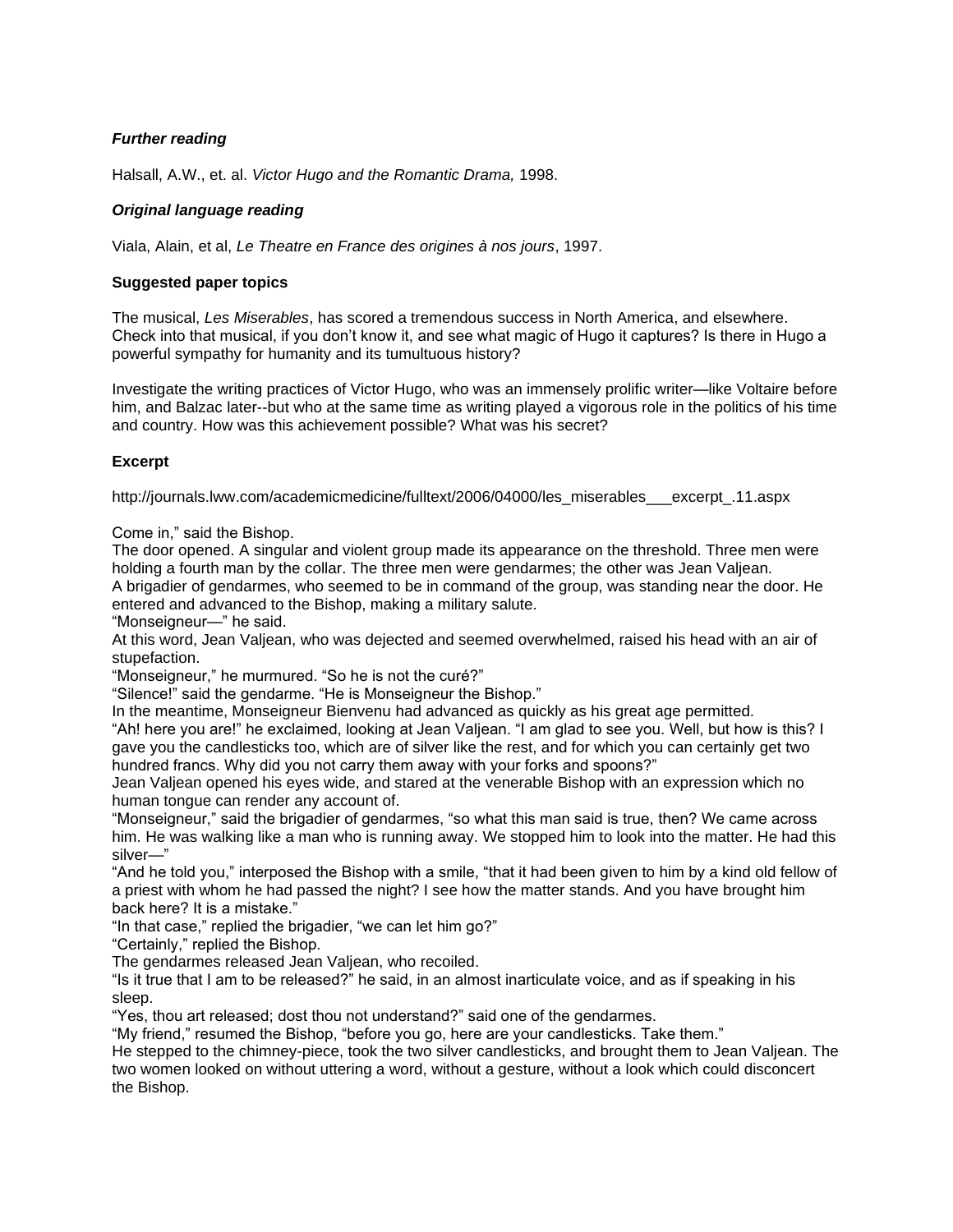### *Further reading*

Halsall, A.W., et. al. *Victor Hugo and the Romantic Drama,* 1998.

### *Original language reading*

Viala, Alain, et al, *Le Theatre en France des origines à nos jours*, 1997.

### Suggested paper topics

The musical, *Les Miserables*, has scored a tremendous success in North America, and elsewhere. Check into that musical, if you don't know it, and see what magic of Hugo it captures? Is there in Hugo a powerful sympathy for humanity and its tumultuous history?

Investigate the writing practices of Victor Hugo, who was an immensely prolific writer—like Voltaire before him, and Balzac later--but who at the same time as writing played a vigorous role in the politics of his time and country. How was this achievement possible? What was his secret?

### Excerpt

http://journals.lww.com/academicmedicine/fulltext/2006/04000/les_miserables___excerpt_.11.aspx

Come in," said the Bishop.

The door opened. A singular and violent group made its appearance on the threshold. Three men were holding a fourth man by the collar. The three men were gendarmes; the other was Jean Valjean.

A brigadier of gendarmes, who seemed to be in command of the group, was standing near the door. He entered and advanced to the Bishop, making a military salute.

"Monseigneur—" he said.

At this word, Jean Valjean, who was dejected and seemed overwhelmed, raised his head with an air of stupefaction.

"Monseigneur," he murmured. "So he is not the curé?"

"Silence!" said the gendarme. "He is Monseigneur the Bishop."

In the meantime, Monseigneur Bienvenu had advanced as quickly as his great age permitted.

"Ah! here you are!" he exclaimed, looking at Jean Valjean. "I am glad to see you. Well, but how is this? I gave you the candlesticks too, which are of silver like the rest, and for which you can certainly get two hundred francs. Why did you not carry them away with your forks and spoons?"

Jean Valjean opened his eyes wide, and stared at the venerable Bishop with an expression which no human tongue can render any account of.

"Monseigneur," said the brigadier of gendarmes, "so what this man said is true, then? We came across him. He was walking like a man who is running away. We stopped him to look into the matter. He had this silver—"

"And he told you," interposed the Bishop with a smile, "that it had been given to him by a kind old fellow of a priest with whom he had passed the night? I see how the matter stands. And you have brought him back here? It is a mistake."

"In that case," replied the brigadier, "we can let him go?"

"Certainly," replied the Bishop.

The gendarmes released Jean Valjean, who recoiled.

"Is it true that I am to be released?" he said, in an almost inarticulate voice, and as if speaking in his sleep.

"Yes, thou art released; dost thou not understand?" said one of the gendarmes.

"My friend," resumed the Bishop, "before you go, here are your candlesticks. Take them."

He stepped to the chimney-piece, took the two silver candlesticks, and brought them to Jean Valjean. The two women looked on without uttering a word, without a gesture, without a look which could disconcert the Bishop.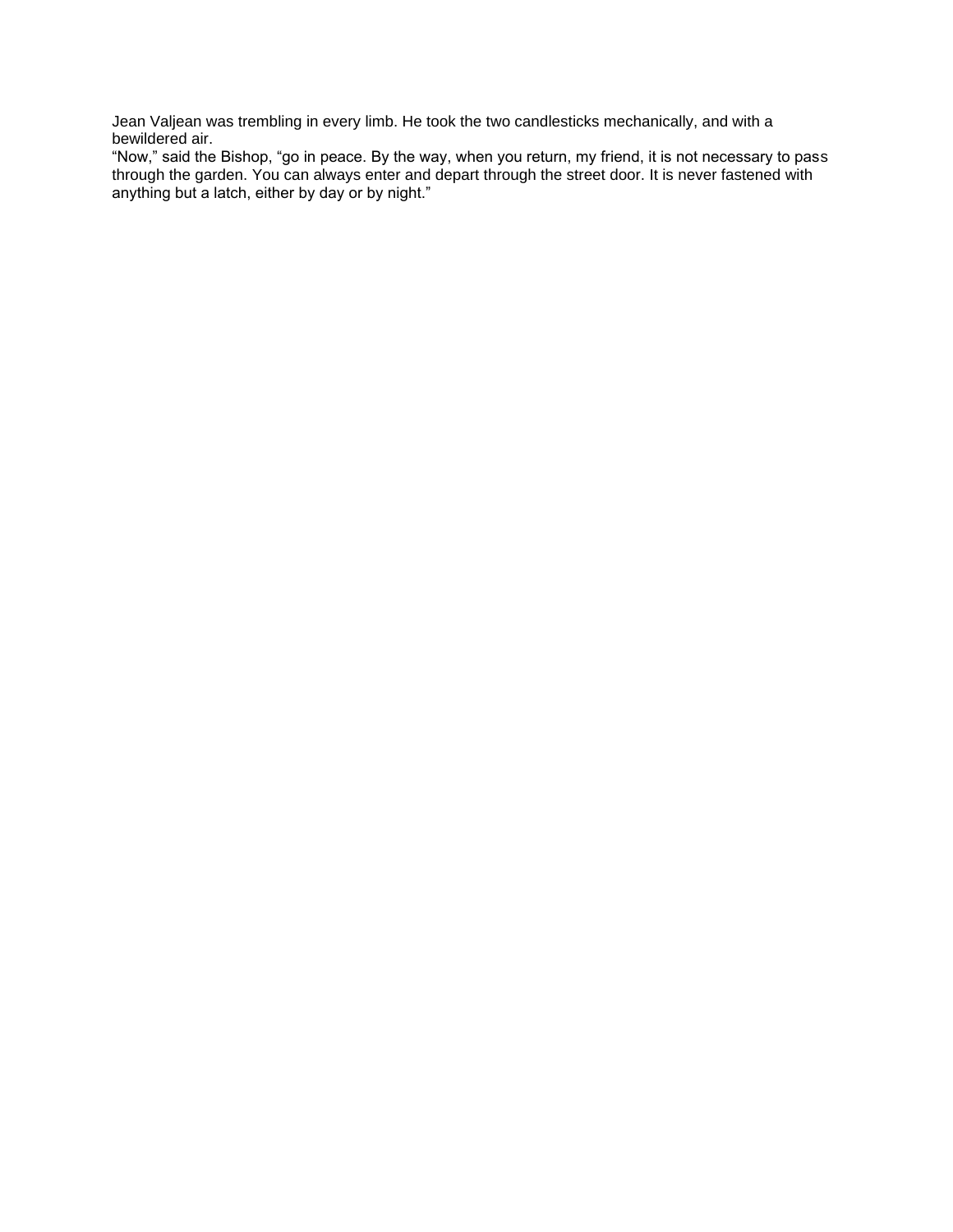Jean Valjean was trembling in every limb. He took the two candlesticks mechanically, and with a bewildered air.

“Now,” said the Bishop, “go in peace. By the way, when you return, my friend, it is not necessary to pass through the garden. You can always enter and depart through the street door. It is never fastened with anything but a latch, either by day or by night.”